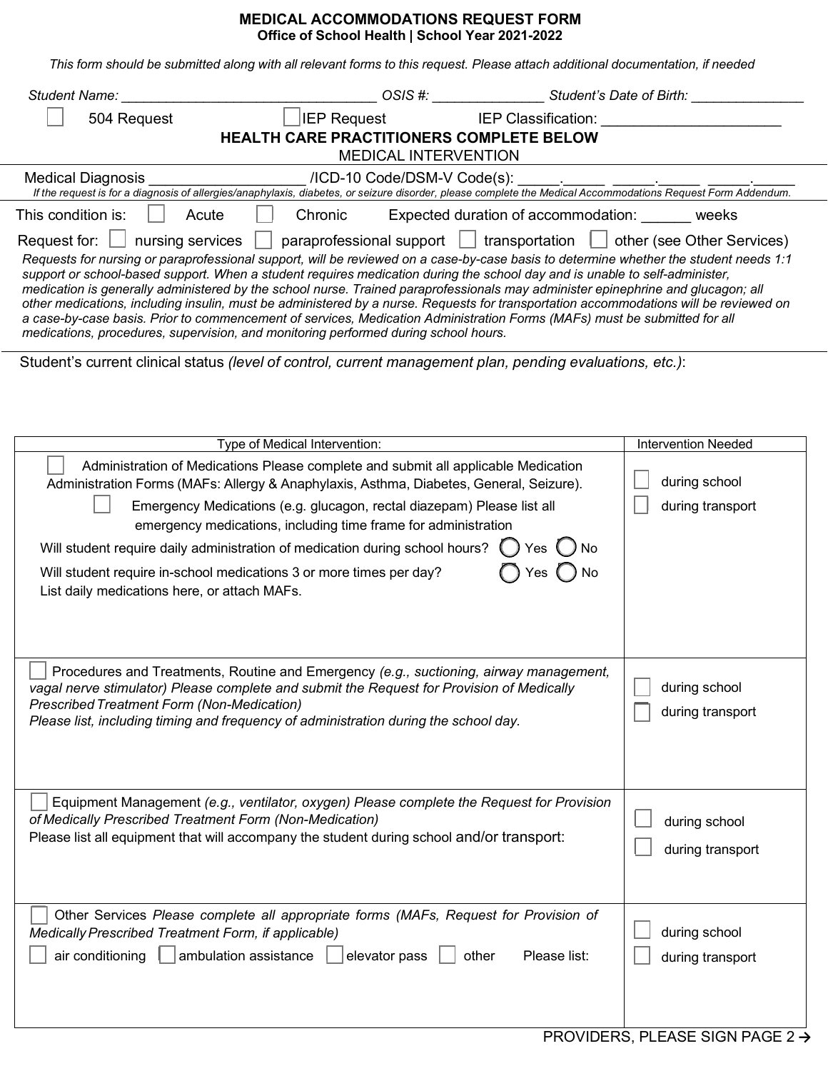# MEDICAL ACCOMMODATIONS REQUEST FORM

**Office of School Health | School Year 2021-2022**

*This form should be submitted along with all relevant forms to this request. Please attach additional documentation, if needed*

*Student Name:* _________________________________ *OSIS #:* ______________ *Student's Date of Birth:* _______________

☐ 504 Request ☐ IEP Request IEP Classification: ______________________

## HEALTH CARE PRACTITIONERS COMPLETE BELOW

MEDICAL INTERVENTION

Medical Diagnosis __________________ /ICD-10 Code/DSM-V Code(s): _____._____ _____._____ _____._____

*If the request is for a diagnosis of allergies/anaphylaxis, diabetes, or seizure disorder, please complete the Medical Accommodations Request Form Addendum.*

This condition is: ☐ Acute ☐ Chronic Expected duration of accommodation: ______ weeks

Request for: ☐ nursing services ☐ paraprofessional support ☐ transportation ☐ other (see Other Services)

*Requests for nursing or paraprofessional support, will be reviewed on a case-by-case basis to determine whether the student needs 1:1 support or school-based support. When a student requires medication during the school day and is unable to self-administer, medication is generally administered by the school nurse. Trained paraprofessionals may administer epinephrine and glucagon; all other medications, including insulin, must be administered by a nurse. Requests for transportation accommodations will be reviewed on a case-by-case basis. Prior to commencement of services, Medication Administration Forms (MAFs) must be submitted for all medications, procedures, supervision, and monitoring performed during school hours.*

Student's current clinical status *(level of control, current management plan, pending evaluations, etc.)*:

| Type of Medical Intervention: | Intervention Needed |
|---|---|
| ☐ Administration of Medications Please complete and submit all applicable Medication Administration Forms (MAFs: Allergy & Anaphylaxis, Asthma, Diabetes, General, Seizure).<br>☐ Emergency Medications (e.g. glucagon, rectal diazepam) Please list all emergency medications, including time frame for administration<br>Will student require daily administration of medication during school hours? ◯ Yes ◯ No<br>Will student require in-school medications 3 or more times per day? ◯ Yes ◯ No<br>List daily medications here, or attach MAFs. | ☐ during school<br>☐ during transport |
| ☐ Procedures and Treatments, Routine and Emergency *(e.g., suctioning, airway management, vagal nerve stimulator) Please complete and submit the Request for Provision of Medically Prescribed Treatment Form (Non-Medication)*<br>*Please list, including timing and frequency of administration during the school day.* | ☐ during school<br>☐ during transport |
| ☐ Equipment Management *(e.g., ventilator, oxygen) Please complete the Request for Provision of Medically Prescribed Treatment Form (Non-Medication)*<br>Please list all equipment that will accompany the student during school and/or transport: | ☐ during school<br>☐ during transport |
| ☐ Other Services *Please complete all appropriate forms (MAFs, Request for Provision of Medically Prescribed Treatment Form, if applicable)*<br>☐ air conditioning ☐ ambulation assistance ☐ elevator pass ☐ other Please list: | ☐ during school<br>☐ during transport |

PROVIDERS, PLEASE SIGN PAGE 2 →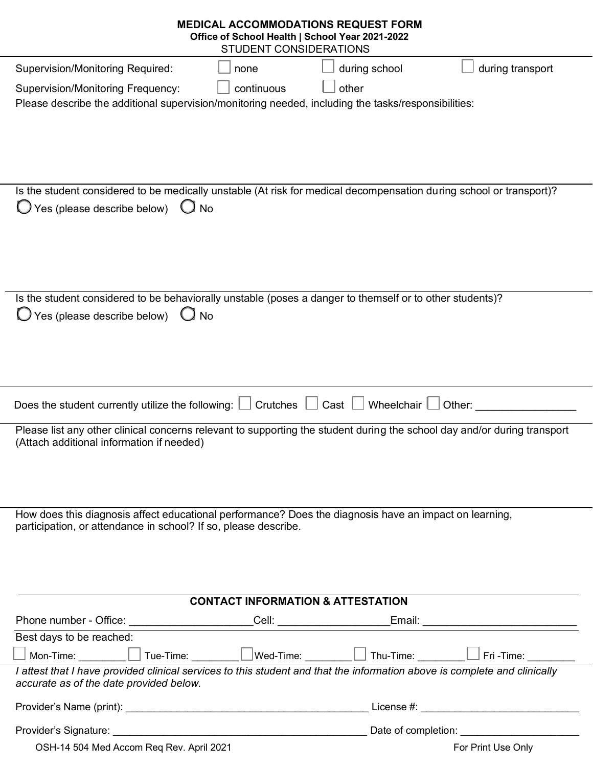# MEDICAL ACCOMMODATIONS REQUEST FORM

**Office of School Health | School Year 2021-2022**

STUDENT CONSIDERATIONS

Supervision/Monitoring Required: ☐ none ☐ during school ☐ during transport

Supervision/Monitoring Frequency: ☐ continuous ☐ other

Please describe the additional supervision/monitoring needed, including the tasks/responsibilities:

---

Is the student considered to be medically unstable (At risk for medical decompensation during school or transport)?

◯ Yes (please describe below) ◯ No

---

Is the student considered to be behaviorally unstable (poses a danger to themself or to other students)?

◯ Yes (please describe below) ◯ No

---

Does the student currently utilize the following: ☐ Crutches ☐ Cast ☐ Wheelchair ☐ Other: ________________

---

Please list any other clinical concerns relevant to supporting the student during the school day and/or during transport (Attach additional information if needed)

---

How does this diagnosis affect educational performance? Does the diagnosis have an impact on learning, participation, or attendance in school? If so, please describe.

---

## CONTACT INFORMATION & ATTESTATION

Phone number - Office: ____________________ Cell: __________________ Email: __________________________

Best days to be reached:

☐ Mon-Time: ________ ☐ Tue-Time: ________ ☐ Wed-Time: ________ ☐ Thu-Time: ________ ☐ Fri -Time: ________

*I attest that I have provided clinical services to this student and that the information above is complete and clinically accurate as of the date provided below.*

Provider's Name (print): __________________________________________ License #: ___________________________

Provider's Signature: ____________________________________________ Date of completion: ____________________

OSH-14 504 Med Accom Req Rev. April 2021 For Print Use Only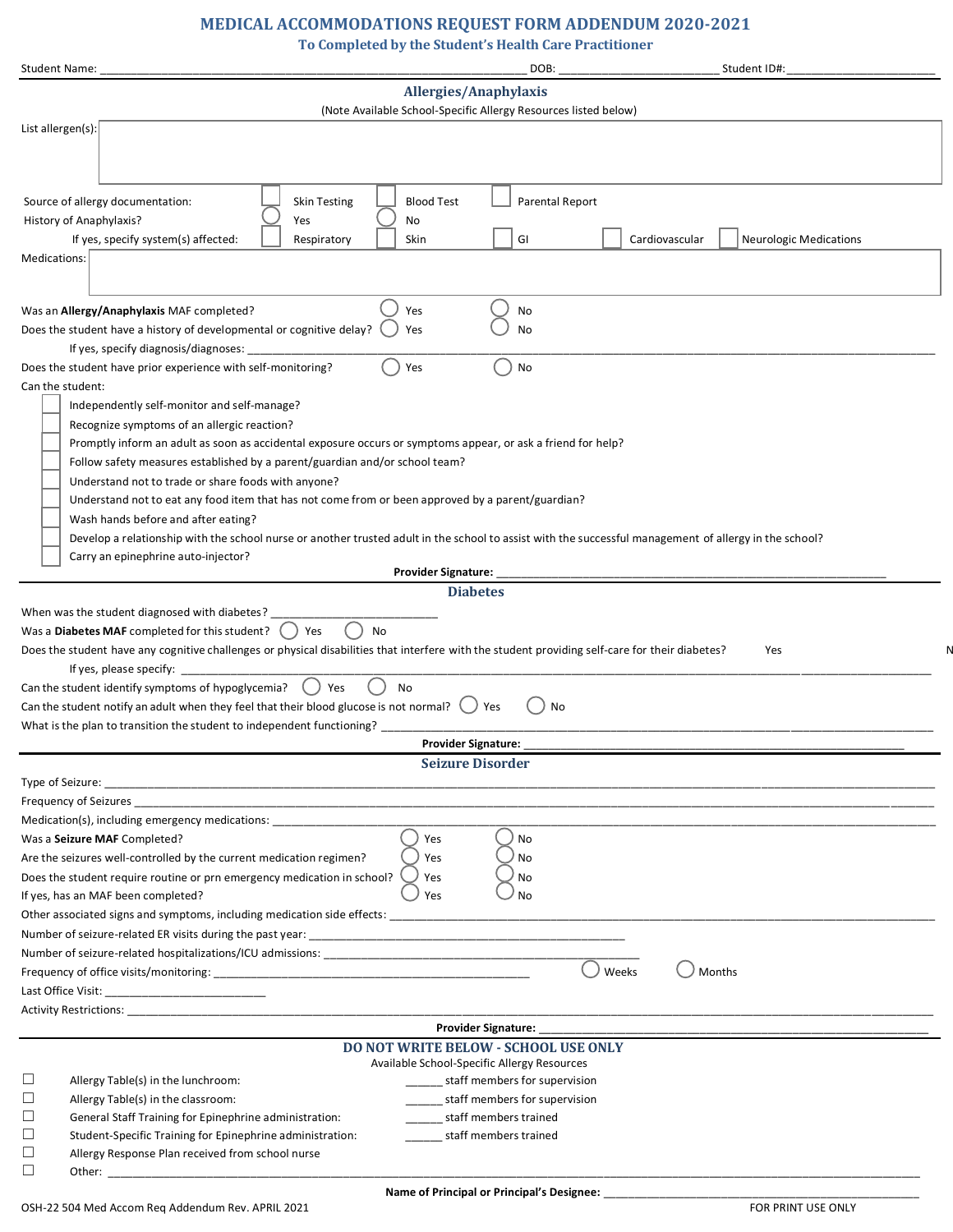# MEDICAL ACCOMMODATIONS REQUEST FORM ADDENDUM 2020-2021

### To Completed by the Student's Health Care Practitioner

Student Name: ______________________________ DOB: ______________ Student ID#: ______________

## Allergies/Anaphylaxis

(Note Available School-Specific Allergy Resources listed below)

List allergen(s):

Source of allergy documentation: ☐ Skin Testing ☐ Blood Test ☐ Parental Report

History of Anaphylaxis? ◯ Yes ◯ No

If yes, specify system(s) affected: ☐ Respiratory ☐ Skin ☐ GI ☐ Cardiovascular ☐ Neurologic Medications

Medications:

Was an **Allergy/Anaphylaxis** MAF completed? ◯ Yes ◯ No

Does the student have a history of developmental or cognitive delay? ◯ Yes ◯ No

If yes, specify diagnosis/diagnoses: ______________________________

Does the student have prior experience with self-monitoring? ◯ Yes ◯ No

Can the student:

- ☐ Independently self-monitor and self-manage?
- ☐ Recognize symptoms of an allergic reaction?
- ☐ Promptly inform an adult as soon as accidental exposure occurs or symptoms appear, or ask a friend for help?
- ☐ Follow safety measures established by a parent/guardian and/or school team?
- ☐ Understand not to trade or share foods with anyone?
- ☐ Understand not to eat any food item that has not come from or been approved by a parent/guardian?
- ☐ Wash hands before and after eating?
- ☐ Develop a relationship with the school nurse or another trusted adult in the school to assist with the successful management of allergy in the school?
- ☐ Carry an epinephrine auto-injector?

**Provider Signature:** ______________________________

## Diabetes

When was the student diagnosed with diabetes? ______________

Was a **Diabetes MAF** completed for this student? ◯ Yes ◯ No

Does the student have any cognitive challenges or physical disabilities that interfere with the student providing self-care for their diabetes? Yes N

If yes, please specify: ______________________________

Can the student identify symptoms of hypoglycemia? ◯ Yes ◯ No

Can the student notify an adult when they feel that their blood glucose is not normal? ◯ Yes ◯ No

What is the plan to transition the student to independent functioning? ______________________________

**Provider Signature:** ______________________________

## Seizure Disorder

Type of Seizure: ______________________________

Frequency of Seizures ______________________________

Medication(s), including emergency medications: ______________________________

Was a **Seizure MAF** Completed? ◯ Yes ◯ No

Are the seizures well-controlled by the current medication regimen? ◯ Yes ◯ No

Does the student require routine or prn emergency medication in school? ◯ Yes ◯ No

If yes, has an MAF been completed? ◯ Yes ◯ No

Other associated signs and symptoms, including medication side effects: ______________________________

Number of seizure-related ER visits during the past year: ______________________________

Number of seizure-related hospitalizations/ICU admissions: ______________________________

Frequency of office visits/monitoring: ______________________________ ◯ Weeks ◯ Months

Last Office Visit: ______________

Activity Restrictions: ______________________________

**Provider Signature:** ______________________________

## DO NOT WRITE BELOW - SCHOOL USE ONLY

Available School-Specific Allergy Resources

- ☐ Allergy Table(s) in the lunchroom: ______ staff members for supervision
- ☐ Allergy Table(s) in the classroom: ______ staff members for supervision
- ☐ General Staff Training for Epinephrine administration: ______ staff members trained
- ☐ Student-Specific Training for Epinephrine administration: ______ staff members trained
- ☐ Allergy Response Plan received from school nurse
- ☐ Other: ______________________________

**Name of Principal or Principal's Designee:** ______________________________

OSH-22 504 Med Accom Req Addendum Rev. APRIL 2021

FOR PRINT USE ONLY